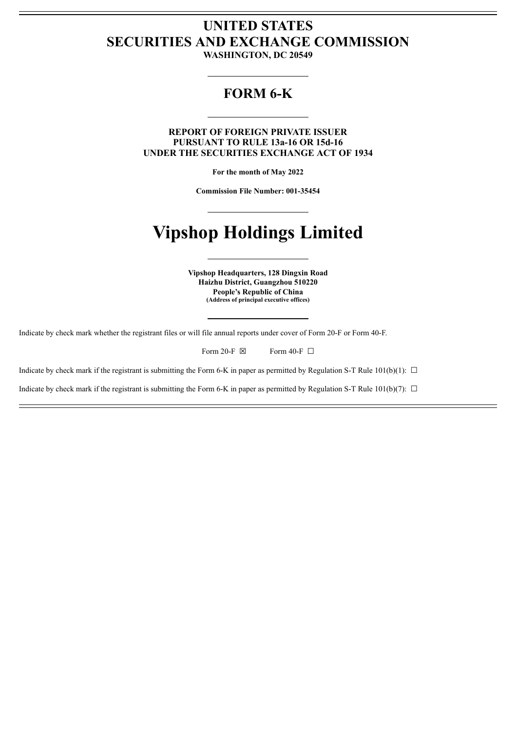# UNITED STATES
# SECURITIES AND EXCHANGE COMMISSION

**WASHINGTON, DC 20549**

---

## FORM 6-K

---

**REPORT OF FOREIGN PRIVATE ISSUER**
**PURSUANT TO RULE 13a-16 OR 15d-16**
**UNDER THE SECURITIES EXCHANGE ACT OF 1934**

**For the month of May 2022**

**Commission File Number: 001-35454**

---

# Vipshop Holdings Limited

---

**Vipshop Headquarters, 128 Dingxin Road**
**Haizhu District, Guangzhou 510220**
**People's Republic of China**
**(Address of principal executive offices)**

---

Indicate by check mark whether the registrant files or will file annual reports under cover of Form 20-F or Form 40-F.

Form 20-F ☒ Form 40-F ☐

Indicate by check mark if the registrant is submitting the Form 6-K in paper as permitted by Regulation S-T Rule 101(b)(1): ☐

Indicate by check mark if the registrant is submitting the Form 6-K in paper as permitted by Regulation S-T Rule 101(b)(7): ☐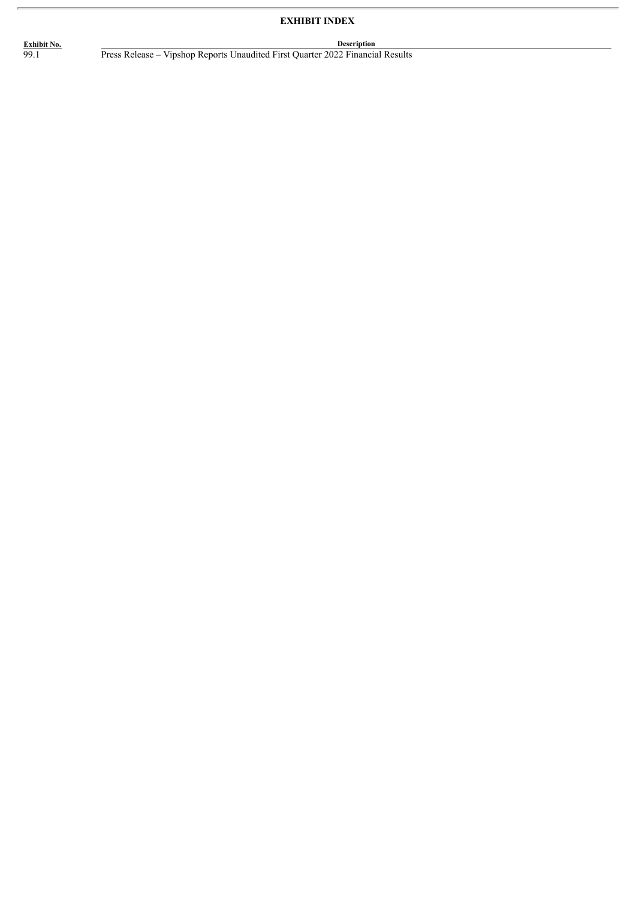## EXHIBIT INDEX

| Exhibit No. | Description |
|---|---|
| 99.1 | Press Release – Vipshop Reports Unaudited First Quarter 2022 Financial Results |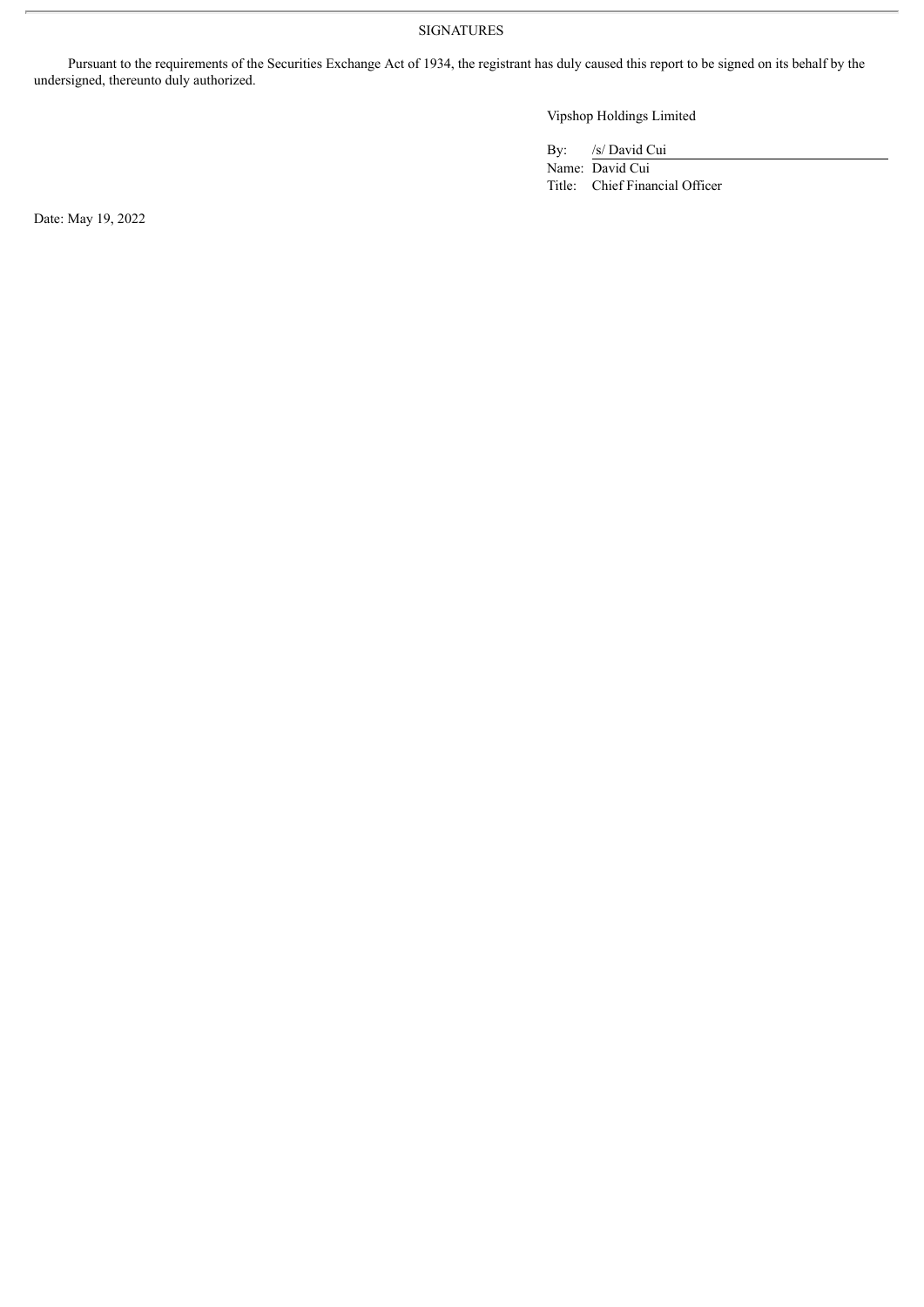SIGNATURES

Pursuant to the requirements of the Securities Exchange Act of 1934, the registrant has duly caused this report to be signed on its behalf by the undersigned, thereunto duly authorized.

Vipshop Holdings Limited

By: /s/ David Cui

Name: David Cui

Title: Chief Financial Officer

Date: May 19, 2022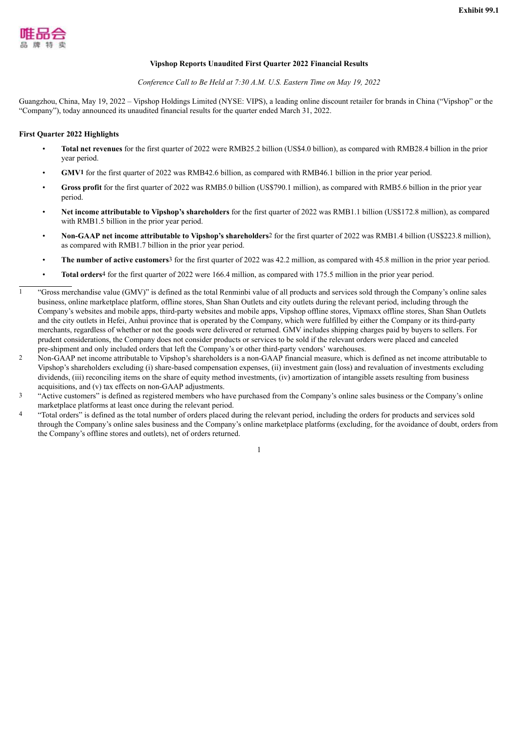Exhibit 99.1

唯品会
品 牌 特 卖

**Vipshop Reports Unaudited First Quarter 2022 Financial Results**

*Conference Call to Be Held at 7:30 A.M. U.S. Eastern Time on May 19, 2022*

Guangzhou, China, May 19, 2022 – Vipshop Holdings Limited (NYSE: VIPS), a leading online discount retailer for brands in China ("Vipshop" or the "Company"), today announced its unaudited financial results for the quarter ended March 31, 2022.

**First Quarter 2022 Highlights**

- **Total net revenues** for the first quarter of 2022 were RMB25.2 billion (US$4.0 billion), as compared with RMB28.4 billion in the prior year period.
- **GMV**[1] for the first quarter of 2022 was RMB42.6 billion, as compared with RMB46.1 billion in the prior year period.
- **Gross profit** for the first quarter of 2022 was RMB5.0 billion (US$790.1 million), as compared with RMB5.6 billion in the prior year period.
- **Net income attributable to Vipshop's shareholders** for the first quarter of 2022 was RMB1.1 billion (US$172.8 million), as compared with RMB1.5 billion in the prior year period.
- **Non-GAAP net income attributable to Vipshop's shareholders**[2] for the first quarter of 2022 was RMB1.4 billion (US$223.8 million), as compared with RMB1.7 billion in the prior year period.
- **The number of active customers**[3] for the first quarter of 2022 was 42.2 million, as compared with 45.8 million in the prior year period.
- **Total orders**[4] for the first quarter of 2022 were 166.4 million, as compared with 175.5 million in the prior year period.

---

1 "Gross merchandise value (GMV)" is defined as the total Renminbi value of all products and services sold through the Company's online sales business, online marketplace platform, offline stores, Shan Shan Outlets and city outlets during the relevant period, including through the Company's websites and mobile apps, third-party websites and mobile apps, Vipshop offline stores, Vipmaxx offline stores, Shan Shan Outlets and the city outlets in Hefei, Anhui province that is operated by the Company, which were fulfilled by either the Company or its third-party merchants, regardless of whether or not the goods were delivered or returned. GMV includes shipping charges paid by buyers to sellers. For prudent considerations, the Company does not consider products or services to be sold if the relevant orders were placed and canceled pre-shipment and only included orders that left the Company's or other third-party vendors' warehouses.

2 Non-GAAP net income attributable to Vipshop's shareholders is a non-GAAP financial measure, which is defined as net income attributable to Vipshop's shareholders excluding (i) share-based compensation expenses, (ii) investment gain (loss) and revaluation of investments excluding dividends, (iii) reconciling items on the share of equity method investments, (iv) amortization of intangible assets resulting from business acquisitions, and (v) tax effects on non-GAAP adjustments.

3 "Active customers" is defined as registered members who have purchased from the Company's online sales business or the Company's online marketplace platforms at least once during the relevant period.

4 "Total orders" is defined as the total number of orders placed during the relevant period, including the orders for products and services sold through the Company's online sales business and the Company's online marketplace platforms (excluding, for the avoidance of doubt, orders from the Company's offline stores and outlets), net of orders returned.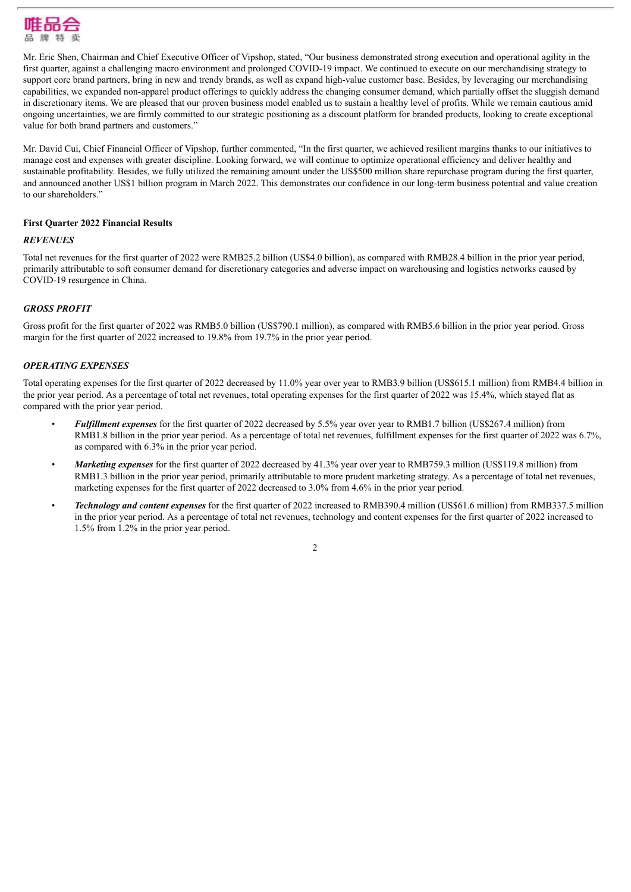Mr. Eric Shen, Chairman and Chief Executive Officer of Vipshop, stated, "Our business demonstrated strong execution and operational agility in the first quarter, against a challenging macro environment and prolonged COVID-19 impact. We continued to execute on our merchandising strategy to support core brand partners, bring in new and trendy brands, as well as expand high-value customer base. Besides, by leveraging our merchandising capabilities, we expanded non-apparel product offerings to quickly address the changing consumer demand, which partially offset the sluggish demand in discretionary items. We are pleased that our proven business model enabled us to sustain a healthy level of profits. While we remain cautious amid ongoing uncertainties, we are firmly committed to our strategic positioning as a discount platform for branded products, looking to create exceptional value for both brand partners and customers."

Mr. David Cui, Chief Financial Officer of Vipshop, further commented, "In the first quarter, we achieved resilient margins thanks to our initiatives to manage cost and expenses with greater discipline. Looking forward, we will continue to optimize operational efficiency and deliver healthy and sustainable profitability. Besides, we fully utilized the remaining amount under the US$500 million share repurchase program during the first quarter, and announced another US$1 billion program in March 2022. This demonstrates our confidence in our long-term business potential and value creation to our shareholders."

**First Quarter 2022 Financial Results**

***REVENUES***

Total net revenues for the first quarter of 2022 were RMB25.2 billion (US$4.0 billion), as compared with RMB28.4 billion in the prior year period, primarily attributable to soft consumer demand for discretionary categories and adverse impact on warehousing and logistics networks caused by COVID-19 resurgence in China.

***GROSS PROFIT***

Gross profit for the first quarter of 2022 was RMB5.0 billion (US$790.1 million), as compared with RMB5.6 billion in the prior year period. Gross margin for the first quarter of 2022 increased to 19.8% from 19.7% in the prior year period.

***OPERATING EXPENSES***

Total operating expenses for the first quarter of 2022 decreased by 11.0% year over year to RMB3.9 billion (US$615.1 million) from RMB4.4 billion in the prior year period. As a percentage of total net revenues, total operating expenses for the first quarter of 2022 was 15.4%, which stayed flat as compared with the prior year period.

- ***Fulfillment expenses*** for the first quarter of 2022 decreased by 5.5% year over year to RMB1.7 billion (US$267.4 million) from RMB1.8 billion in the prior year period. As a percentage of total net revenues, fulfillment expenses for the first quarter of 2022 was 6.7%, as compared with 6.3% in the prior year period.
- ***Marketing expenses*** for the first quarter of 2022 decreased by 41.3% year over year to RMB759.3 million (US$119.8 million) from RMB1.3 billion in the prior year period, primarily attributable to more prudent marketing strategy. As a percentage of total net revenues, marketing expenses for the first quarter of 2022 decreased to 3.0% from 4.6% in the prior year period.
- ***Technology and content expenses*** for the first quarter of 2022 increased to RMB390.4 million (US$61.6 million) from RMB337.5 million in the prior year period. As a percentage of total net revenues, technology and content expenses for the first quarter of 2022 increased to 1.5% from 1.2% in the prior year period.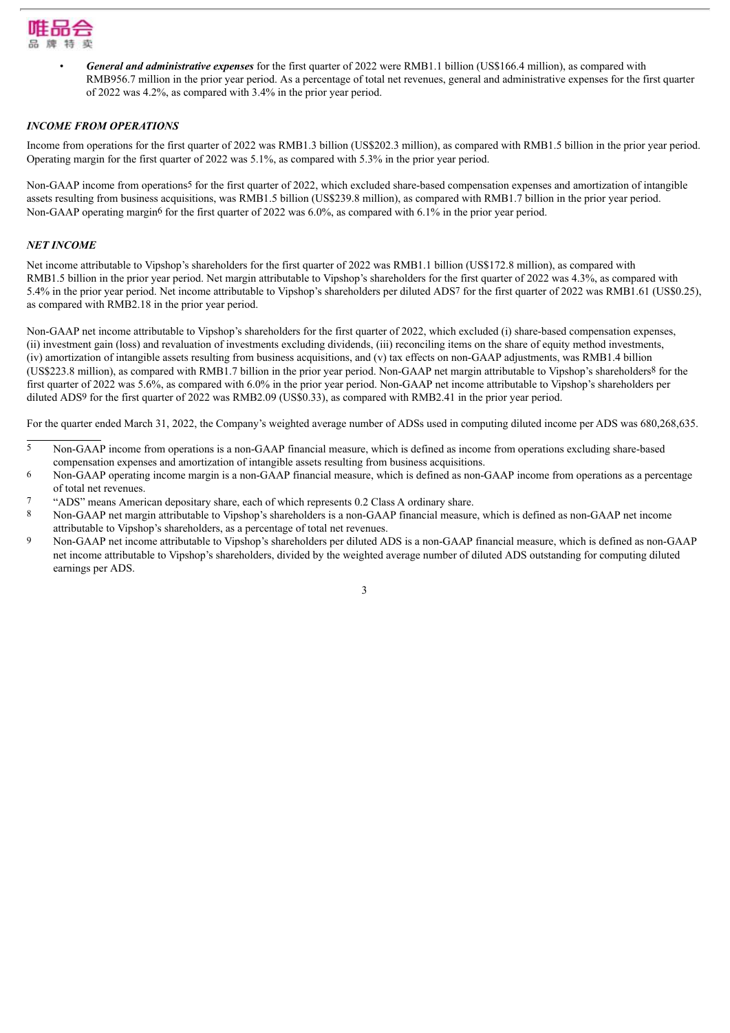- ***General and administrative expenses*** for the first quarter of 2022 were RMB1.1 billion (US$166.4 million), as compared with RMB956.7 million in the prior year period. As a percentage of total net revenues, general and administrative expenses for the first quarter of 2022 was 4.2%, as compared with 3.4% in the prior year period.

***INCOME FROM OPERATIONS***

Income from operations for the first quarter of 2022 was RMB1.3 billion (US$202.3 million), as compared with RMB1.5 billion in the prior year period. Operating margin for the first quarter of 2022 was 5.1%, as compared with 5.3% in the prior year period.

Non-GAAP income from operations[5] for the first quarter of 2022, which excluded share-based compensation expenses and amortization of intangible assets resulting from business acquisitions, was RMB1.5 billion (US$239.8 million), as compared with RMB1.7 billion in the prior year period. Non-GAAP operating margin[6] for the first quarter of 2022 was 6.0%, as compared with 6.1% in the prior year period.

***NET INCOME***

Net income attributable to Vipshop's shareholders for the first quarter of 2022 was RMB1.1 billion (US$172.8 million), as compared with RMB1.5 billion in the prior year period. Net margin attributable to Vipshop's shareholders for the first quarter of 2022 was 4.3%, as compared with 5.4% in the prior year period. Net income attributable to Vipshop's shareholders per diluted ADS[7] for the first quarter of 2022 was RMB1.61 (US$0.25), as compared with RMB2.18 in the prior year period.

Non-GAAP net income attributable to Vipshop's shareholders for the first quarter of 2022, which excluded (i) share-based compensation expenses, (ii) investment gain (loss) and revaluation of investments excluding dividends, (iii) reconciling items on the share of equity method investments, (iv) amortization of intangible assets resulting from business acquisitions, and (v) tax effects on non-GAAP adjustments, was RMB1.4 billion (US$223.8 million), as compared with RMB1.7 billion in the prior year period. Non-GAAP net margin attributable to Vipshop's shareholders[8] for the first quarter of 2022 was 5.6%, as compared with 6.0% in the prior year period. Non-GAAP net income attributable to Vipshop's shareholders per diluted ADS[9] for the first quarter of 2022 was RMB2.09 (US$0.33), as compared with RMB2.41 in the prior year period.

For the quarter ended March 31, 2022, the Company's weighted average number of ADSs used in computing diluted income per ADS was 680,268,635.

---

5 Non-GAAP income from operations is a non-GAAP financial measure, which is defined as income from operations excluding share-based compensation expenses and amortization of intangible assets resulting from business acquisitions.

6 Non-GAAP operating income margin is a non-GAAP financial measure, which is defined as non-GAAP income from operations as a percentage of total net revenues.

7 "ADS" means American depositary share, each of which represents 0.2 Class A ordinary share.

8 Non-GAAP net margin attributable to Vipshop's shareholders is a non-GAAP financial measure, which is defined as non-GAAP net income attributable to Vipshop's shareholders, as a percentage of total net revenues.

9 Non-GAAP net income attributable to Vipshop's shareholders per diluted ADS is a non-GAAP financial measure, which is defined as non-GAAP net income attributable to Vipshop's shareholders, divided by the weighted average number of diluted ADS outstanding for computing diluted earnings per ADS.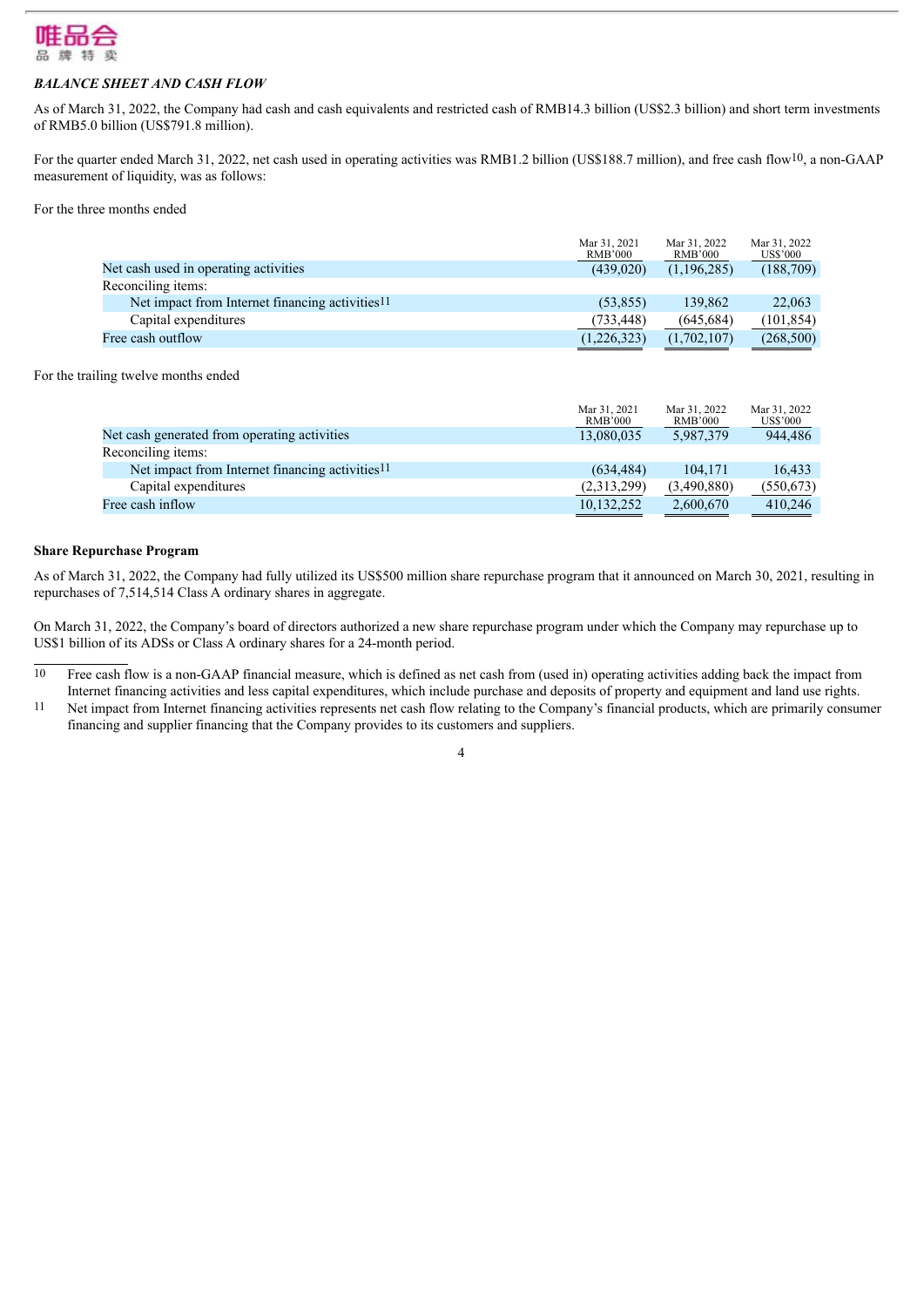*BALANCE SHEET AND CASH FLOW*

As of March 31, 2022, the Company had cash and cash equivalents and restricted cash of RMB14.3 billion (US$2.3 billion) and short term investments of RMB5.0 billion (US$791.8 million).

For the quarter ended March 31, 2022, net cash used in operating activities was RMB1.2 billion (US$188.7 million), and free cash flow[10], a non-GAAP measurement of liquidity, was as follows:

For the three months ended

| | Mar 31, 2021 RMB'000 | Mar 31, 2022 RMB'000 | Mar 31, 2022 US$'000 |
|---|---|---|---|
| Net cash used in operating activities | (439,020) | (1,196,285) | (188,709) |
| Reconciling items: | | | |
| Net impact from Internet financing activities[11] | (53,855) | 139,862 | 22,063 |
| Capital expenditures | (733,448) | (645,684) | (101,854) |
| Free cash outflow | (1,226,323) | (1,702,107) | (268,500) |

For the trailing twelve months ended

| | Mar 31, 2021 RMB'000 | Mar 31, 2022 RMB'000 | Mar 31, 2022 US$'000 |
|---|---|---|---|
| Net cash generated from operating activities | 13,080,035 | 5,987,379 | 944,486 |
| Reconciling items: | | | |
| Net impact from Internet financing activities[11] | (634,484) | 104,171 | 16,433 |
| Capital expenditures | (2,313,299) | (3,490,880) | (550,673) |
| Free cash inflow | 10,132,252 | 2,600,670 | 410,246 |

**Share Repurchase Program**

As of March 31, 2022, the Company had fully utilized its US$500 million share repurchase program that it announced on March 30, 2021, resulting in repurchases of 7,514,514 Class A ordinary shares in aggregate.

On March 31, 2022, the Company's board of directors authorized a new share repurchase program under which the Company may repurchase up to US$1 billion of its ADSs or Class A ordinary shares for a 24-month period.

---

[10] Free cash flow is a non-GAAP financial measure, which is defined as net cash from (used in) operating activities adding back the impact from Internet financing activities and less capital expenditures, which include purchase and deposits of property and equipment and land use rights.

[11] Net impact from Internet financing activities represents net cash flow relating to the Company's financial products, which are primarily consumer financing and supplier financing that the Company provides to its customers and suppliers.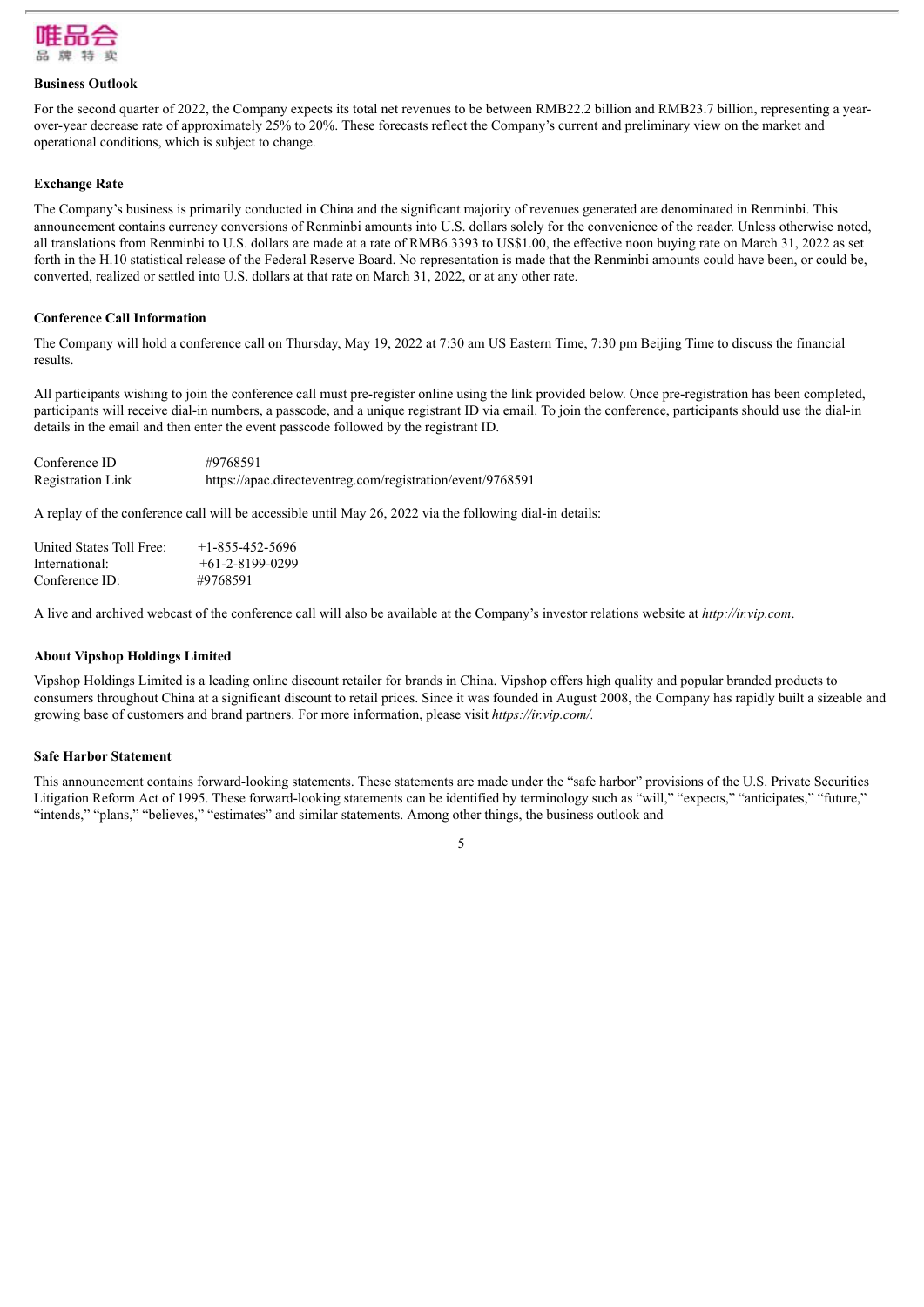### Business Outlook

For the second quarter of 2022, the Company expects its total net revenues to be between RMB22.2 billion and RMB23.7 billion, representing a year-over-year decrease rate of approximately 25% to 20%. These forecasts reflect the Company's current and preliminary view on the market and operational conditions, which is subject to change.

### Exchange Rate

The Company's business is primarily conducted in China and the significant majority of revenues generated are denominated in Renminbi. This announcement contains currency conversions of Renminbi amounts into U.S. dollars solely for the convenience of the reader. Unless otherwise noted, all translations from Renminbi to U.S. dollars are made at a rate of RMB6.3393 to US$1.00, the effective noon buying rate on March 31, 2022 as set forth in the H.10 statistical release of the Federal Reserve Board. No representation is made that the Renminbi amounts could have been, or could be, converted, realized or settled into U.S. dollars at that rate on March 31, 2022, or at any other rate.

### Conference Call Information

The Company will hold a conference call on Thursday, May 19, 2022 at 7:30 am US Eastern Time, 7:30 pm Beijing Time to discuss the financial results.

All participants wishing to join the conference call must pre-register online using the link provided below. Once pre-registration has been completed, participants will receive dial-in numbers, a passcode, and a unique registrant ID via email. To join the conference, participants should use the dial-in details in the email and then enter the event passcode followed by the registrant ID.

| | |
|---|---|
| Conference ID | #9768591 |
| Registration Link | https://apac.directeventreg.com/registration/event/9768591 |

A replay of the conference call will be accessible until May 26, 2022 via the following dial-in details:

| | |
|---|---|
| United States Toll Free: | +1-855-452-5696 |
| International: | +61-2-8199-0299 |
| Conference ID: | #9768591 |

A live and archived webcast of the conference call will also be available at the Company's investor relations website at *http://ir.vip.com*.

### About Vipshop Holdings Limited

Vipshop Holdings Limited is a leading online discount retailer for brands in China. Vipshop offers high quality and popular branded products to consumers throughout China at a significant discount to retail prices. Since it was founded in August 2008, the Company has rapidly built a sizeable and growing base of customers and brand partners. For more information, please visit *https://ir.vip.com/.*

### Safe Harbor Statement

This announcement contains forward-looking statements. These statements are made under the "safe harbor" provisions of the U.S. Private Securities Litigation Reform Act of 1995. These forward-looking statements can be identified by terminology such as "will," "expects," "anticipates," "future," "intends," "plans," "believes," "estimates" and similar statements. Among other things, the business outlook and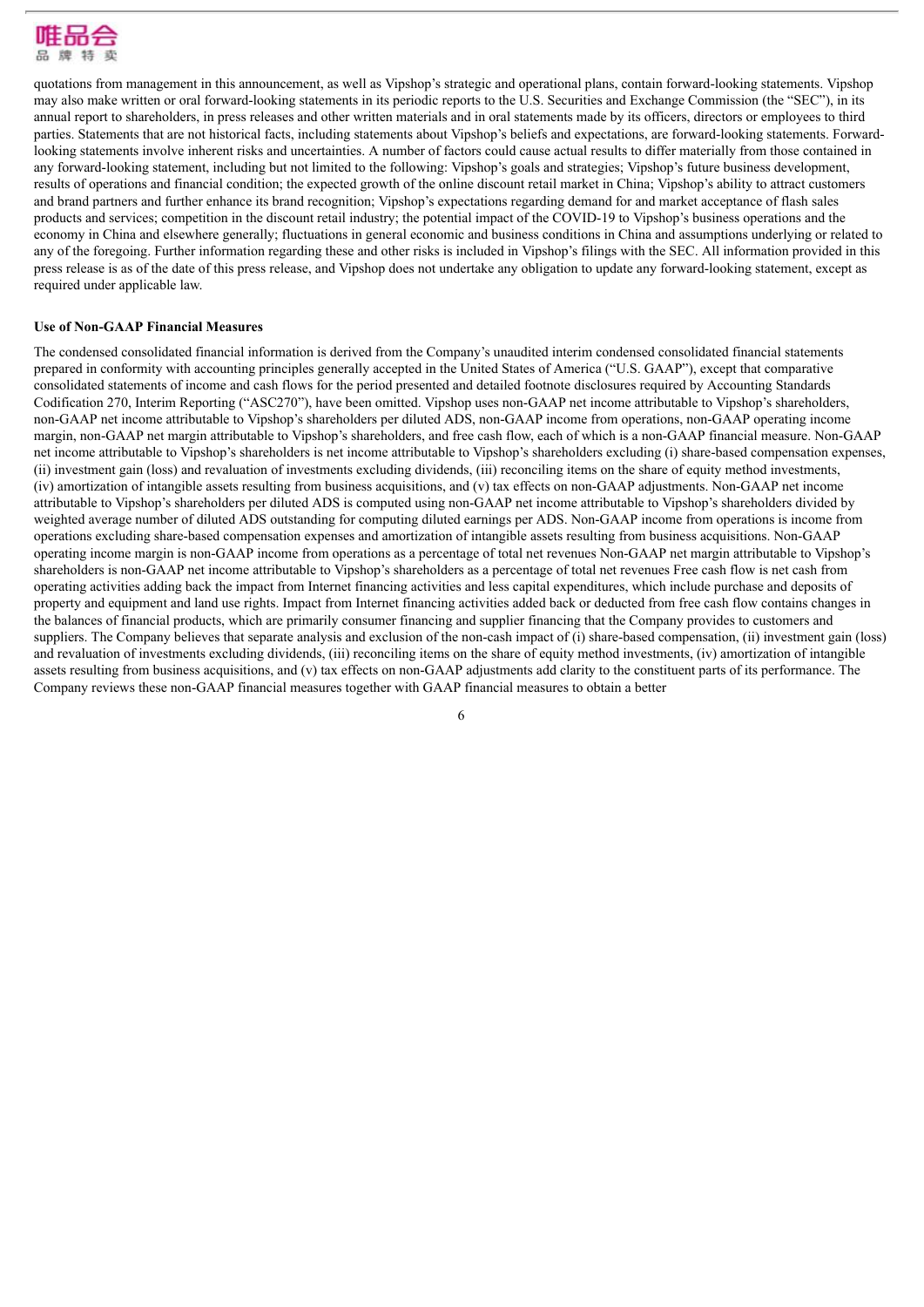quotations from management in this announcement, as well as Vipshop's strategic and operational plans, contain forward-looking statements. Vipshop may also make written or oral forward-looking statements in its periodic reports to the U.S. Securities and Exchange Commission (the "SEC"), in its annual report to shareholders, in press releases and other written materials and in oral statements made by its officers, directors or employees to third parties. Statements that are not historical facts, including statements about Vipshop's beliefs and expectations, are forward-looking statements. Forward-looking statements involve inherent risks and uncertainties. A number of factors could cause actual results to differ materially from those contained in any forward-looking statement, including but not limited to the following: Vipshop's goals and strategies; Vipshop's future business development, results of operations and financial condition; the expected growth of the online discount retail market in China; Vipshop's ability to attract customers and brand partners and further enhance its brand recognition; Vipshop's expectations regarding demand for and market acceptance of flash sales products and services; competition in the discount retail industry; the potential impact of the COVID-19 to Vipshop's business operations and the economy in China and elsewhere generally; fluctuations in general economic and business conditions in China and assumptions underlying or related to any of the foregoing. Further information regarding these and other risks is included in Vipshop's filings with the SEC. All information provided in this press release is as of the date of this press release, and Vipshop does not undertake any obligation to update any forward-looking statement, except as required under applicable law.

**Use of Non-GAAP Financial Measures**

The condensed consolidated financial information is derived from the Company's unaudited interim condensed consolidated financial statements prepared in conformity with accounting principles generally accepted in the United States of America ("U.S. GAAP"), except that comparative consolidated statements of income and cash flows for the period presented and detailed footnote disclosures required by Accounting Standards Codification 270, Interim Reporting ("ASC270"), have been omitted. Vipshop uses non-GAAP net income attributable to Vipshop's shareholders, non-GAAP net income attributable to Vipshop's shareholders per diluted ADS, non-GAAP income from operations, non-GAAP operating income margin, non-GAAP net margin attributable to Vipshop's shareholders, and free cash flow, each of which is a non-GAAP financial measure. Non-GAAP net income attributable to Vipshop's shareholders is net income attributable to Vipshop's shareholders excluding (i) share-based compensation expenses, (ii) investment gain (loss) and revaluation of investments excluding dividends, (iii) reconciling items on the share of equity method investments, (iv) amortization of intangible assets resulting from business acquisitions, and (v) tax effects on non-GAAP adjustments. Non-GAAP net income attributable to Vipshop's shareholders per diluted ADS is computed using non-GAAP net income attributable to Vipshop's shareholders divided by weighted average number of diluted ADS outstanding for computing diluted earnings per ADS. Non-GAAP income from operations is income from operations excluding share-based compensation expenses and amortization of intangible assets resulting from business acquisitions. Non-GAAP operating income margin is non-GAAP income from operations as a percentage of total net revenues Non-GAAP net margin attributable to Vipshop's shareholders is non-GAAP net income attributable to Vipshop's shareholders as a percentage of total net revenues Free cash flow is net cash from operating activities adding back the impact from Internet financing activities and less capital expenditures, which include purchase and deposits of property and equipment and land use rights. Impact from Internet financing activities added back or deducted from free cash flow contains changes in the balances of financial products, which are primarily consumer financing and supplier financing that the Company provides to customers and suppliers. The Company believes that separate analysis and exclusion of the non-cash impact of (i) share-based compensation, (ii) investment gain (loss) and revaluation of investments excluding dividends, (iii) reconciling items on the share of equity method investments, (iv) amortization of intangible assets resulting from business acquisitions, and (v) tax effects on non-GAAP adjustments add clarity to the constituent parts of its performance. The Company reviews these non-GAAP financial measures together with GAAP financial measures to obtain a better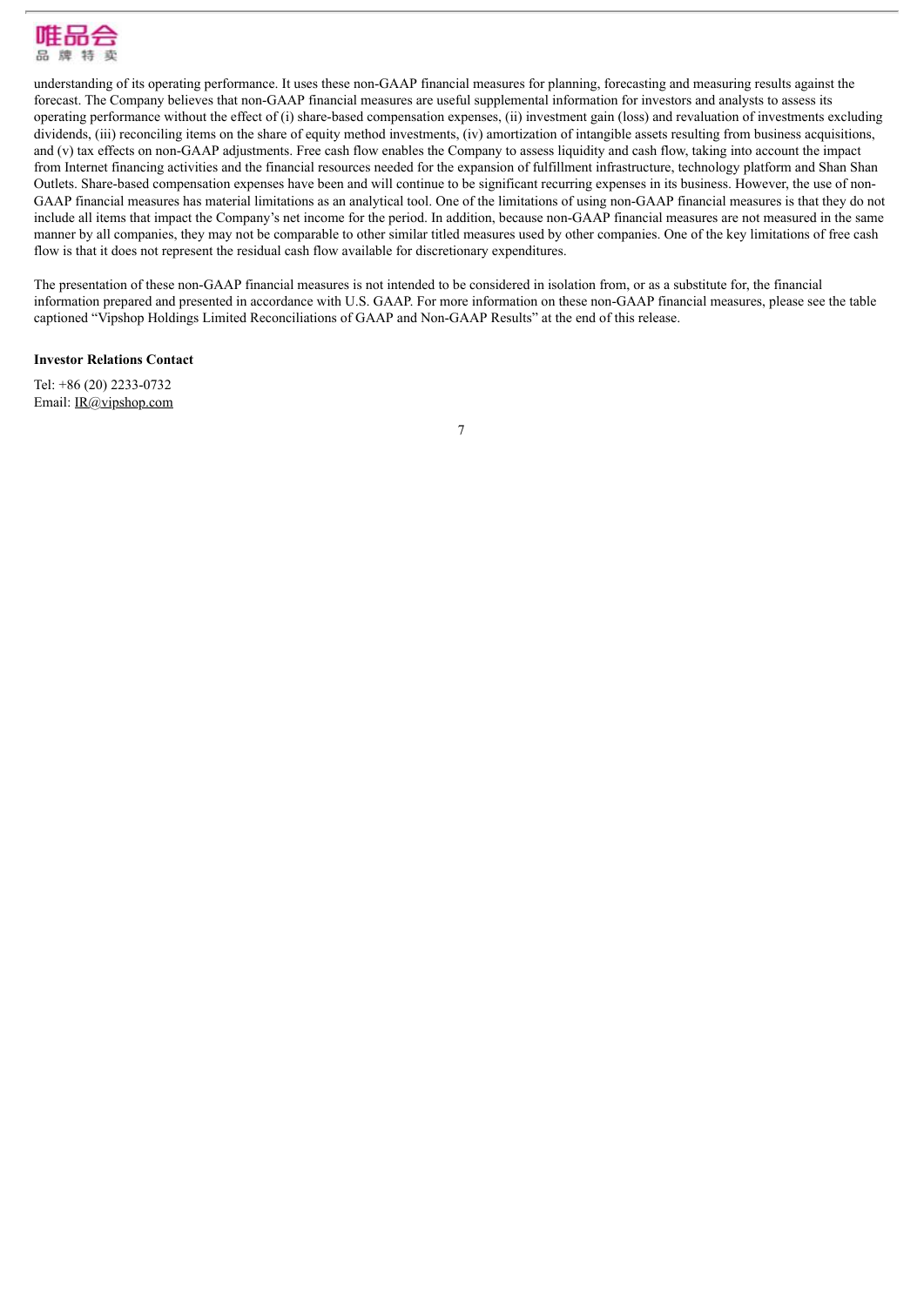understanding of its operating performance. It uses these non-GAAP financial measures for planning, forecasting and measuring results against the forecast. The Company believes that non-GAAP financial measures are useful supplemental information for investors and analysts to assess its operating performance without the effect of (i) share-based compensation expenses, (ii) investment gain (loss) and revaluation of investments excluding dividends, (iii) reconciling items on the share of equity method investments, (iv) amortization of intangible assets resulting from business acquisitions, and (v) tax effects on non-GAAP adjustments. Free cash flow enables the Company to assess liquidity and cash flow, taking into account the impact from Internet financing activities and the financial resources needed for the expansion of fulfillment infrastructure, technology platform and Shan Shan Outlets. Share-based compensation expenses have been and will continue to be significant recurring expenses in its business. However, the use of non-GAAP financial measures has material limitations as an analytical tool. One of the limitations of using non-GAAP financial measures is that they do not include all items that impact the Company's net income for the period. In addition, because non-GAAP financial measures are not measured in the same manner by all companies, they may not be comparable to other similar titled measures used by other companies. One of the key limitations of free cash flow is that it does not represent the residual cash flow available for discretionary expenditures.

The presentation of these non-GAAP financial measures is not intended to be considered in isolation from, or as a substitute for, the financial information prepared and presented in accordance with U.S. GAAP. For more information on these non-GAAP financial measures, please see the table captioned "Vipshop Holdings Limited Reconciliations of GAAP and Non-GAAP Results" at the end of this release.

**Investor Relations Contact**

Tel: +86 (20) 2233-0732
Email: IR@vipshop.com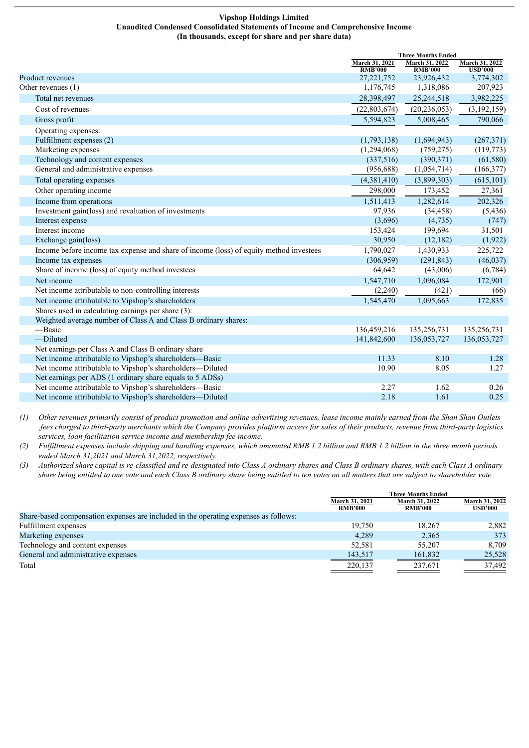**Vipshop Holdings Limited**
**Unaudited Condensed Consolidated Statements of Income and Comprehensive Income**
**(In thousands, except for share and per share data)**

| | Three Months Ended | | |
|---|---|---|---|
| | March 31, 2021 RMB'000 | March 31, 2022 RMB'000 | March 31, 2022 USD'000 |
| Product revenues | 27,221,752 | 23,926,432 | 3,774,302 |
| Other revenues (1) | 1,176,745 | 1,318,086 | 207,923 |
| Total net revenues | 28,398,497 | 25,244,518 | 3,982,225 |
| Cost of revenues | (22,803,674) | (20,236,053) | (3,192,159) |
| Gross profit | 5,594,823 | 5,008,465 | 790,066 |
| Operating expenses: | | | |
| Fulfillment expenses (2) | (1,793,138) | (1,694,943) | (267,371) |
| Marketing expenses | (1,294,068) | (759,275) | (119,773) |
| Technology and content expenses | (337,516) | (390,371) | (61,580) |
| General and administrative expenses | (956,688) | (1,054,714) | (166,377) |
| Total operating expenses | (4,381,410) | (3,899,303) | (615,101) |
| Other operating income | 298,000 | 173,452 | 27,361 |
| Income from operations | 1,511,413 | 1,282,614 | 202,326 |
| Investment gain(loss) and revaluation of investments | 97,936 | (34,458) | (5,436) |
| Interest expense | (3,696) | (4,735) | (747) |
| Interest income | 153,424 | 199,694 | 31,501 |
| Exchange gain(loss) | 30,950 | (12,182) | (1,922) |
| Income before income tax expense and share of income (loss) of equity method investees | 1,790,027 | 1,430,933 | 225,722 |
| Income tax expenses | (306,959) | (291,843) | (46,037) |
| Share of income (loss) of equity method investees | 64,642 | (43,006) | (6,784) |
| Net income | 1,547,710 | 1,096,084 | 172,901 |
| Net income attributable to non-controlling interests | (2,240) | (421) | (66) |
| Net income attributable to Vipshop's shareholders | 1,545,470 | 1,095,663 | 172,835 |
| Shares used in calculating earnings per share (3): | | | |
| Weighted average number of Class A and Class B ordinary shares: | | | |
| —Basic | 136,459,216 | 135,256,731 | 135,256,731 |
| —Diluted | 141,842,600 | 136,053,727 | 136,053,727 |
| Net earnings per Class A and Class B ordinary share | | | |
| Net income attributable to Vipshop's shareholders—Basic | 11.33 | 8.10 | 1.28 |
| Net income attributable to Vipshop's shareholders—Diluted | 10.90 | 8.05 | 1.27 |
| Net earnings per ADS (1 ordinary share equals to 5 ADSs) | | | |
| Net income attributable to Vipshop's shareholders—Basic | 2.27 | 1.62 | 0.26 |
| Net income attributable to Vipshop's shareholders—Diluted | 2.18 | 1.61 | 0.25 |

*(1) Other revenues primarily consist of product promotion and online advertising revenues, lease income mainly earned from the Shan Shan Outlets ,fees charged to third-party merchants which the Company provides platform access for sales of their products, revenue from third-party logistics services, loan facilitation service income and membership fee income.*

*(2) Fulfillment expenses include shipping and handling expenses, which amounted RMB 1.2 billion and RMB 1.2 billion in the three month periods ended March 31,2021 and March 31,2022, respectively.*

*(3) Authorized share capital is re-classified and re-designated into Class A ordinary shares and Class B ordinary shares, with each Class A ordinary share being entitled to one vote and each Class B ordinary share being entitled to ten votes on all matters that are subject to shareholder vote.*

| | Three Months Ended | | |
|---|---|---|---|
| | March 31, 2021 RMB'000 | March 31, 2022 RMB'000 | March 31, 2022 USD'000 |
| Share-based compensation expenses are included in the operating expenses as follows: | | | |
| Fulfillment expenses | 19,750 | 18,267 | 2,882 |
| Marketing expenses | 4,289 | 2,365 | 373 |
| Technology and content expenses | 52,581 | 55,207 | 8,709 |
| General and administrative expenses | 143,517 | 161,832 | 25,528 |
| Total | 220,137 | 237,671 | 37,492 |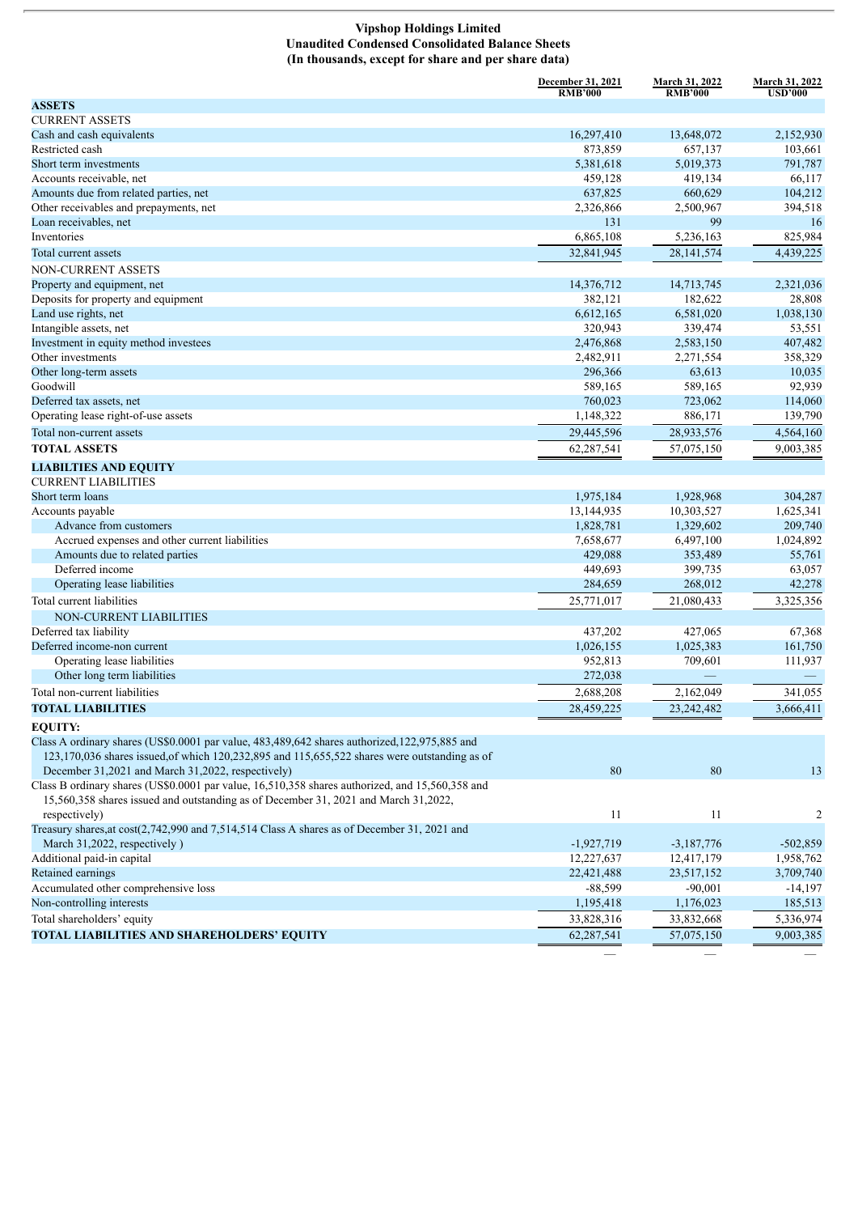# Vipshop Holdings Limited
## Unaudited Condensed Consolidated Balance Sheets
### (In thousands, except for share and per share data)

| | December 31, 2021 RMB'000 | March 31, 2022 RMB'000 | March 31, 2022 USD'000 |
|---|---|---|---|
| **ASSETS** | | | |
| CURRENT ASSETS | | | |
| Cash and cash equivalents | 16,297,410 | 13,648,072 | 2,152,930 |
| Restricted cash | 873,859 | 657,137 | 103,661 |
| Short term investments | 5,381,618 | 5,019,373 | 791,787 |
| Accounts receivable, net | 459,128 | 419,134 | 66,117 |
| Amounts due from related parties, net | 637,825 | 660,629 | 104,212 |
| Other receivables and prepayments, net | 2,326,866 | 2,500,967 | 394,518 |
| Loan receivables, net | 131 | 99 | 16 |
| Inventories | 6,865,108 | 5,236,163 | 825,984 |
| Total current assets | 32,841,945 | 28,141,574 | 4,439,225 |
| NON-CURRENT ASSETS | | | |
| Property and equipment, net | 14,376,712 | 14,713,745 | 2,321,036 |
| Deposits for property and equipment | 382,121 | 182,622 | 28,808 |
| Land use rights, net | 6,612,165 | 6,581,020 | 1,038,130 |
| Intangible assets, net | 320,943 | 339,474 | 53,551 |
| Investment in equity method investees | 2,476,868 | 2,583,150 | 407,482 |
| Other investments | 2,482,911 | 2,271,554 | 358,329 |
| Other long-term assets | 296,366 | 63,613 | 10,035 |
| Goodwill | 589,165 | 589,165 | 92,939 |
| Deferred tax assets, net | 760,023 | 723,062 | 114,060 |
| Operating lease right-of-use assets | 1,148,322 | 886,171 | 139,790 |
| Total non-current assets | 29,445,596 | 28,933,576 | 4,564,160 |
| **TOTAL ASSETS** | 62,287,541 | 57,075,150 | 9,003,385 |
| **LIABILTIES AND EQUITY** | | | |
| CURRENT LIABILITIES | | | |
| Short term loans | 1,975,184 | 1,928,968 | 304,287 |
| Accounts payable | 13,144,935 | 10,303,527 | 1,625,341 |
| Advance from customers | 1,828,781 | 1,329,602 | 209,740 |
| Accrued expenses and other current liabilities | 7,658,677 | 6,497,100 | 1,024,892 |
| Amounts due to related parties | 429,088 | 353,489 | 55,761 |
| Deferred income | 449,693 | 399,735 | 63,057 |
| Operating lease liabilities | 284,659 | 268,012 | 42,278 |
| Total current liabilities | 25,771,017 | 21,080,433 | 3,325,356 |
| NON-CURRENT LIABILITIES | | | |
| Deferred tax liability | 437,202 | 427,065 | 67,368 |
| Deferred income-non current | 1,026,155 | 1,025,383 | 161,750 |
| Operating lease liabilities | 952,813 | 709,601 | 111,937 |
| Other long term liabilities | 272,038 | — | — |
| Total non-current liabilities | 2,688,208 | 2,162,049 | 341,055 |
| **TOTAL LIABILITIES** | 28,459,225 | 23,242,482 | 3,666,411 |
| **EQUITY:** | | | |
| Class A ordinary shares (US$0.0001 par value, 483,489,642 shares authorized,122,975,885 and 123,170,036 shares issued,of which 120,232,895 and 115,655,522 shares were outstanding as of December 31,2021 and March 31,2022, respectively) | 80 | 80 | 13 |
| Class B ordinary shares (US$0.0001 par value, 16,510,358 shares authorized, and 15,560,358 and 15,560,358 shares issued and outstanding as of December 31, 2021 and March 31,2022, respectively) | 11 | 11 | 2 |
| Treasury shares,at cost(2,742,990 and 7,514,514 Class A shares as of December 31, 2021 and March 31,2022, respectively ) | -1,927,719 | -3,187,776 | -502,859 |
| Additional paid-in capital | 12,227,637 | 12,417,179 | 1,958,762 |
| Retained earnings | 22,421,488 | 23,517,152 | 3,709,740 |
| Accumulated other comprehensive loss | -88,599 | -90,001 | -14,197 |
| Non-controlling interests | 1,195,418 | 1,176,023 | 185,513 |
| Total shareholders' equity | 33,828,316 | 33,832,668 | 5,336,974 |
| **TOTAL LIABILITIES AND SHAREHOLDERS' EQUITY** | 62,287,541 | 57,075,150 | 9,003,385 |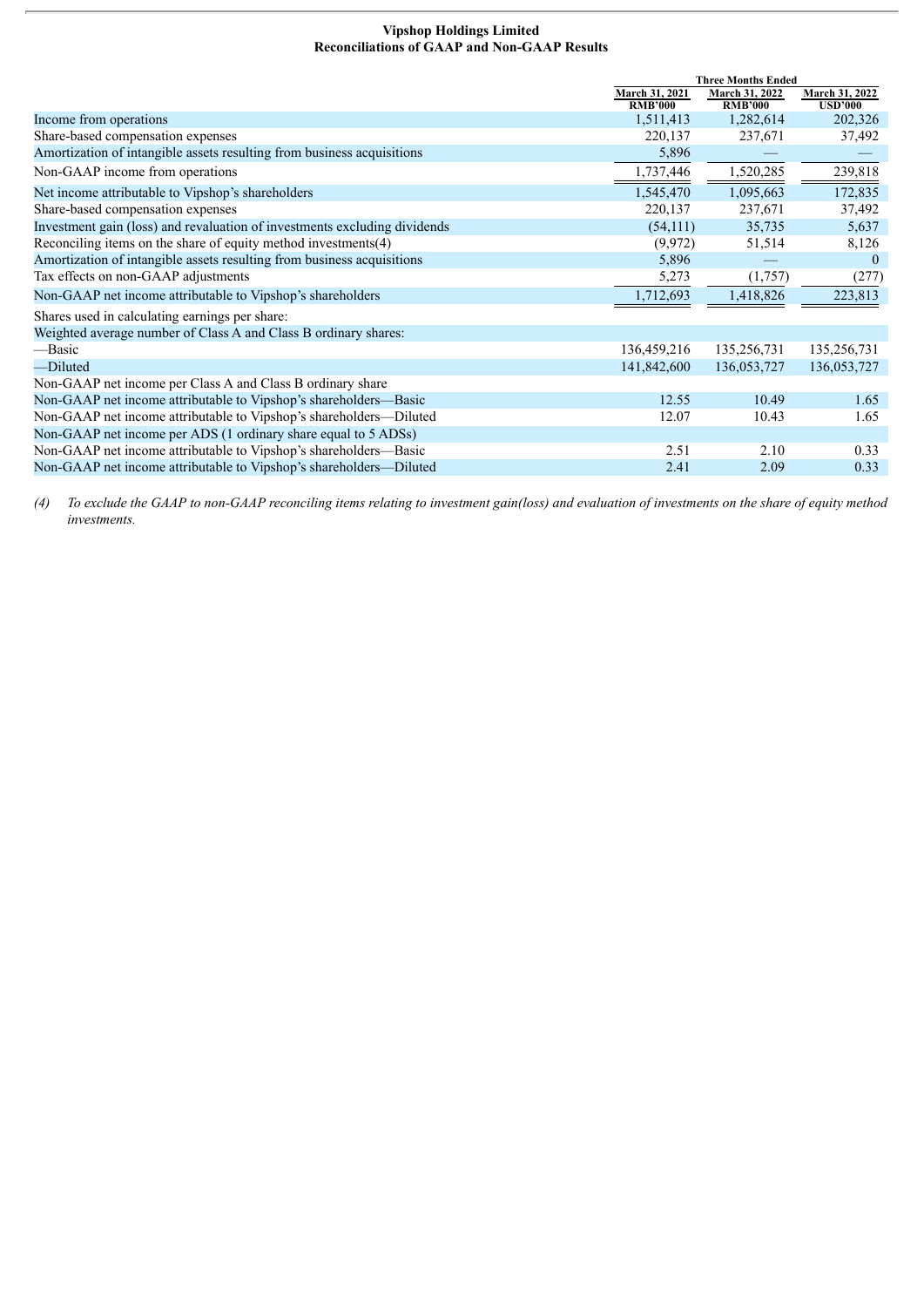**Vipshop Holdings Limited**
**Reconciliations of GAAP and Non-GAAP Results**

| | Three Months Ended | | |
|---|---|---|---|
| | March 31, 2021 RMB'000 | March 31, 2022 RMB'000 | March 31, 2022 USD'000 |
| Income from operations | 1,511,413 | 1,282,614 | 202,326 |
| Share-based compensation expenses | 220,137 | 237,671 | 37,492 |
| Amortization of intangible assets resulting from business acquisitions | 5,896 | — | — |
| Non-GAAP income from operations | 1,737,446 | 1,520,285 | 239,818 |
| Net income attributable to Vipshop's shareholders | 1,545,470 | 1,095,663 | 172,835 |
| Share-based compensation expenses | 220,137 | 237,671 | 37,492 |
| Investment gain (loss) and revaluation of investments excluding dividends | (54,111) | 35,735 | 5,637 |
| Reconciling items on the share of equity method investments(4) | (9,972) | 51,514 | 8,126 |
| Amortization of intangible assets resulting from business acquisitions | 5,896 | — | 0 |
| Tax effects on non-GAAP adjustments | 5,273 | (1,757) | (277) |
| Non-GAAP net income attributable to Vipshop's shareholders | 1,712,693 | 1,418,826 | 223,813 |
| Shares used in calculating earnings per share: | | | |
| Weighted average number of Class A and Class B ordinary shares: | | | |
| —Basic | 136,459,216 | 135,256,731 | 135,256,731 |
| —Diluted | 141,842,600 | 136,053,727 | 136,053,727 |
| Non-GAAP net income per Class A and Class B ordinary share | | | |
| Non-GAAP net income attributable to Vipshop's shareholders—Basic | 12.55 | 10.49 | 1.65 |
| Non-GAAP net income attributable to Vipshop's shareholders—Diluted | 12.07 | 10.43 | 1.65 |
| Non-GAAP net income per ADS (1 ordinary share equal to 5 ADSs) | | | |
| Non-GAAP net income attributable to Vipshop's shareholders—Basic | 2.51 | 2.10 | 0.33 |
| Non-GAAP net income attributable to Vipshop's shareholders—Diluted | 2.41 | 2.09 | 0.33 |

*(4) To exclude the GAAP to non-GAAP reconciling items relating to investment gain(loss) and evaluation of investments on the share of equity method investments.*